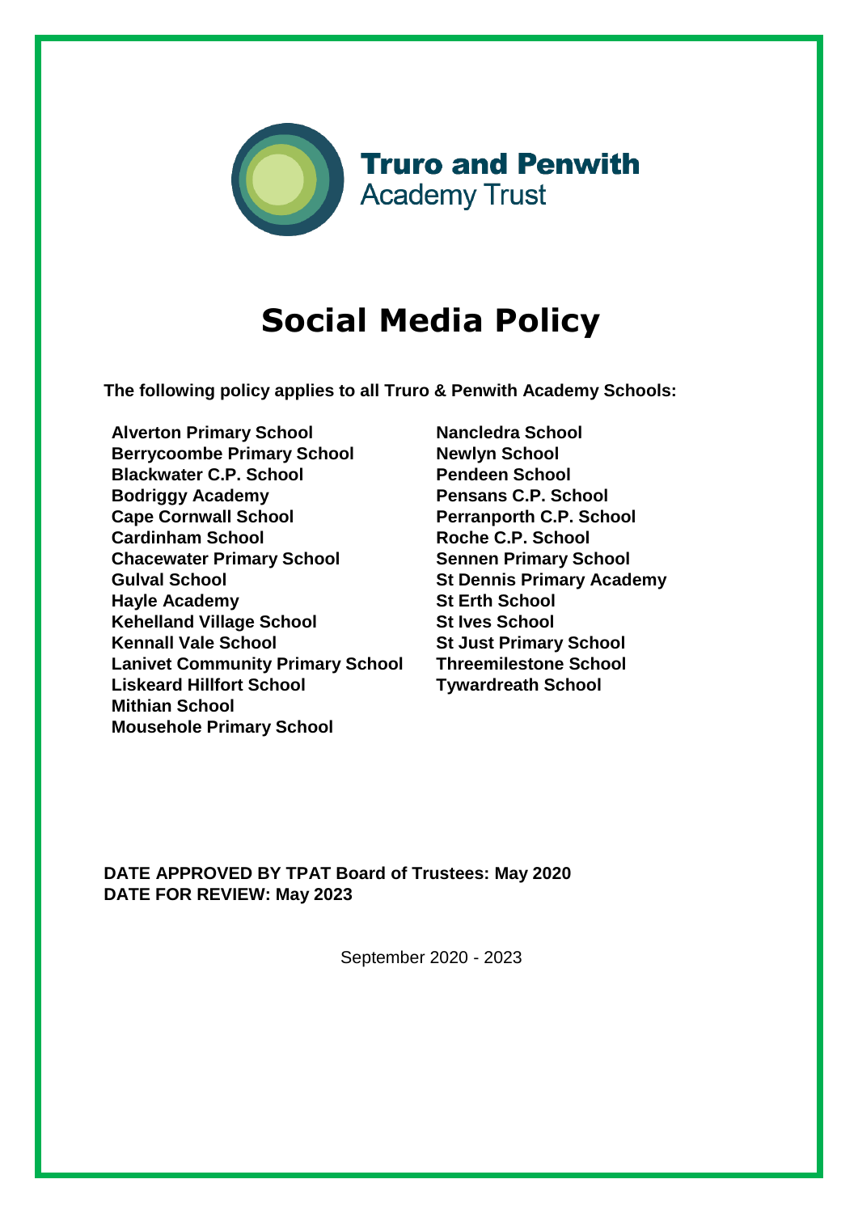**Truro and Penwith**
Academy Trust

# Social Media Policy

**The following policy applies to all Truro & Penwith Academy Schools:**

- **Alverton Primary School**
- **Berrycoombe Primary School**
- **Blackwater C.P. School**
- **Bodriggy Academy**
- **Cape Cornwall School**
- **Cardinham School**
- **Chacewater Primary School**
- **Gulval School**
- **Hayle Academy**
- **Kehelland Village School**
- **Kennall Vale School**
- **Lanivet Community Primary School**
- **Liskeard Hillfort School**
- **Mithian School**
- **Mousehole Primary School**
- **Nancledra School**
- **Newlyn School**
- **Pendeen School**
- **Pensans C.P. School**
- **Perranporth C.P. School**
- **Roche C.P. School**
- **Sennen Primary School**
- **St Dennis Primary Academy**
- **St Erth School**
- **St Ives School**
- **St Just Primary School**
- **Threemilestone School**
- **Tywardreath School**

**DATE APPROVED BY TPAT Board of Trustees: May 2020**
**DATE FOR REVIEW: May 2023**

September 2020 - 2023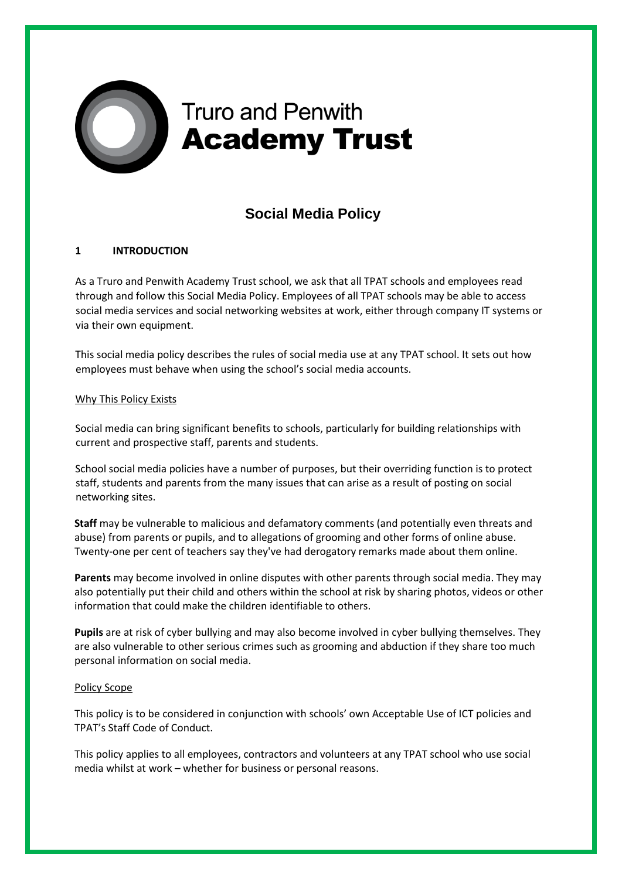Truro and Penwith
**Academy Trust**

# Social Media Policy

## 1 INTRODUCTION

As a Truro and Penwith Academy Trust school, we ask that all TPAT schools and employees read through and follow this Social Media Policy. Employees of all TPAT schools may be able to access social media services and social networking websites at work, either through company IT systems or via their own equipment.

This social media policy describes the rules of social media use at any TPAT school. It sets out how employees must behave when using the school's social media accounts.

### Why This Policy Exists

Social media can bring significant benefits to schools, particularly for building relationships with current and prospective staff, parents and students.

School social media policies have a number of purposes, but their overriding function is to protect staff, students and parents from the many issues that can arise as a result of posting on social networking sites.

**Staff** may be vulnerable to malicious and defamatory comments (and potentially even threats and abuse) from parents or pupils, and to allegations of grooming and other forms of online abuse. Twenty-one per cent of teachers say they've had derogatory remarks made about them online.

**Parents** may become involved in online disputes with other parents through social media. They may also potentially put their child and others within the school at risk by sharing photos, videos or other information that could make the children identifiable to others.

**Pupils** are at risk of cyber bullying and may also become involved in cyber bullying themselves. They are also vulnerable to other serious crimes such as grooming and abduction if they share too much personal information on social media.

### Policy Scope

This policy is to be considered in conjunction with schools' own Acceptable Use of ICT policies and TPAT's Staff Code of Conduct.

This policy applies to all employees, contractors and volunteers at any TPAT school who use social media whilst at work – whether for business or personal reasons.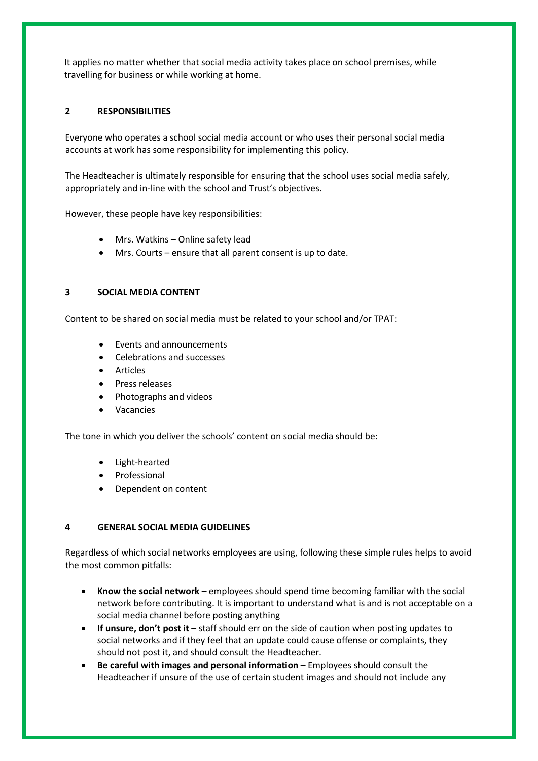It applies no matter whether that social media activity takes place on school premises, while travelling for business or while working at home.

## 2 RESPONSIBILITIES

Everyone who operates a school social media account or who uses their personal social media accounts at work has some responsibility for implementing this policy.

The Headteacher is ultimately responsible for ensuring that the school uses social media safely, appropriately and in-line with the school and Trust's objectives.

However, these people have key responsibilities:

- Mrs. Watkins – Online safety lead
- Mrs. Courts – ensure that all parent consent is up to date.

## 3 SOCIAL MEDIA CONTENT

Content to be shared on social media must be related to your school and/or TPAT:

- Events and announcements
- Celebrations and successes
- Articles
- Press releases
- Photographs and videos
- Vacancies

The tone in which you deliver the schools' content on social media should be:

- Light-hearted
- Professional
- Dependent on content

## 4 GENERAL SOCIAL MEDIA GUIDELINES

Regardless of which social networks employees are using, following these simple rules helps to avoid the most common pitfalls:

- **Know the social network** – employees should spend time becoming familiar with the social network before contributing. It is important to understand what is and is not acceptable on a social media channel before posting anything
- **If unsure, don't post it** – staff should err on the side of caution when posting updates to social networks and if they feel that an update could cause offense or complaints, they should not post it, and should consult the Headteacher.
- **Be careful with images and personal information** – Employees should consult the Headteacher if unsure of the use of certain student images and should not include any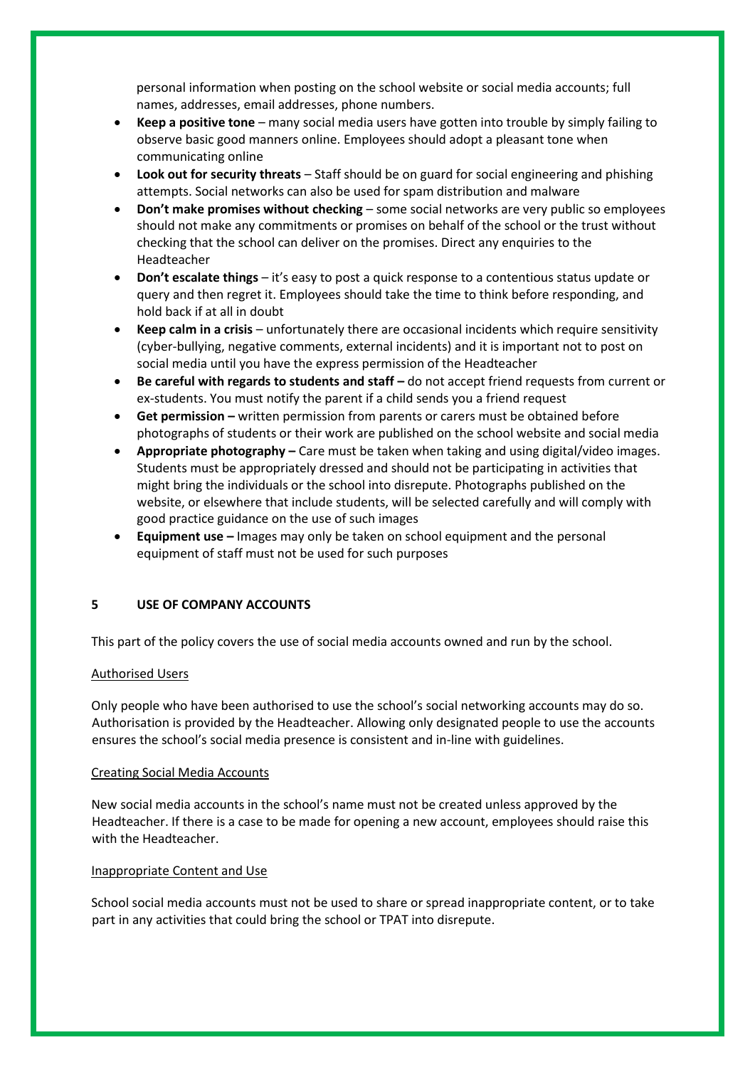personal information when posting on the school website or social media accounts; full names, addresses, email addresses, phone numbers.

- **Keep a positive tone** – many social media users have gotten into trouble by simply failing to observe basic good manners online. Employees should adopt a pleasant tone when communicating online
- **Look out for security threats** – Staff should be on guard for social engineering and phishing attempts. Social networks can also be used for spam distribution and malware
- **Don't make promises without checking** – some social networks are very public so employees should not make any commitments or promises on behalf of the school or the trust without checking that the school can deliver on the promises. Direct any enquiries to the Headteacher
- **Don't escalate things** – it's easy to post a quick response to a contentious status update or query and then regret it. Employees should take the time to think before responding, and hold back if at all in doubt
- **Keep calm in a crisis** – unfortunately there are occasional incidents which require sensitivity (cyber-bullying, negative comments, external incidents) and it is important not to post on social media until you have the express permission of the Headteacher
- **Be careful with regards to students and staff –** do not accept friend requests from current or ex-students. You must notify the parent if a child sends you a friend request
- **Get permission –** written permission from parents or carers must be obtained before photographs of students or their work are published on the school website and social media
- **Appropriate photography –** Care must be taken when taking and using digital/video images. Students must be appropriately dressed and should not be participating in activities that might bring the individuals or the school into disrepute. Photographs published on the website, or elsewhere that include students, will be selected carefully and will comply with good practice guidance on the use of such images
- **Equipment use –** Images may only be taken on school equipment and the personal equipment of staff must not be used for such purposes

## 5 USE OF COMPANY ACCOUNTS

This part of the policy covers the use of social media accounts owned and run by the school.

<u>Authorised Users</u>

Only people who have been authorised to use the school's social networking accounts may do so. Authorisation is provided by the Headteacher. Allowing only designated people to use the accounts ensures the school's social media presence is consistent and in-line with guidelines.

<u>Creating Social Media Accounts</u>

New social media accounts in the school's name must not be created unless approved by the Headteacher. If there is a case to be made for opening a new account, employees should raise this with the Headteacher.

<u>Inappropriate Content and Use</u>

School social media accounts must not be used to share or spread inappropriate content, or to take part in any activities that could bring the school or TPAT into disrepute.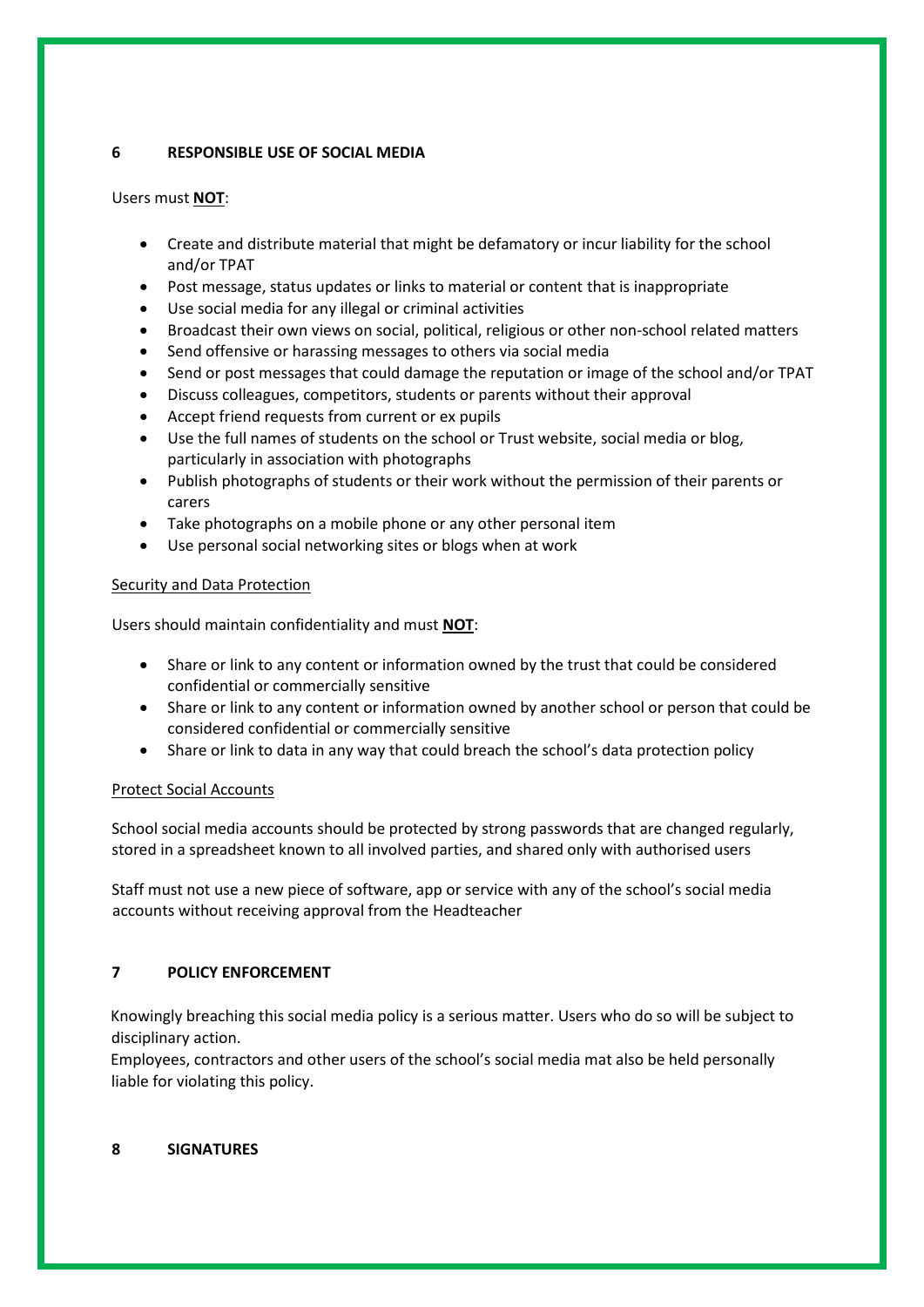## 6 RESPONSIBLE USE OF SOCIAL MEDIA

Users must **NOT**:

- Create and distribute material that might be defamatory or incur liability for the school and/or TPAT
- Post message, status updates or links to material or content that is inappropriate
- Use social media for any illegal or criminal activities
- Broadcast their own views on social, political, religious or other non-school related matters
- Send offensive or harassing messages to others via social media
- Send or post messages that could damage the reputation or image of the school and/or TPAT
- Discuss colleagues, competitors, students or parents without their approval
- Accept friend requests from current or ex pupils
- Use the full names of students on the school or Trust website, social media or blog, particularly in association with photographs
- Publish photographs of students or their work without the permission of their parents or carers
- Take photographs on a mobile phone or any other personal item
- Use personal social networking sites or blogs when at work

<u>Security and Data Protection</u>

Users should maintain confidentiality and must **NOT**:

- Share or link to any content or information owned by the trust that could be considered confidential or commercially sensitive
- Share or link to any content or information owned by another school or person that could be considered confidential or commercially sensitive
- Share or link to data in any way that could breach the school's data protection policy

<u>Protect Social Accounts</u>

School social media accounts should be protected by strong passwords that are changed regularly, stored in a spreadsheet known to all involved parties, and shared only with authorised users

Staff must not use a new piece of software, app or service with any of the school's social media accounts without receiving approval from the Headteacher

## 7 POLICY ENFORCEMENT

Knowingly breaching this social media policy is a serious matter. Users who do so will be subject to disciplinary action.
Employees, contractors and other users of the school's social media mat also be held personally liable for violating this policy.

## 8 SIGNATURES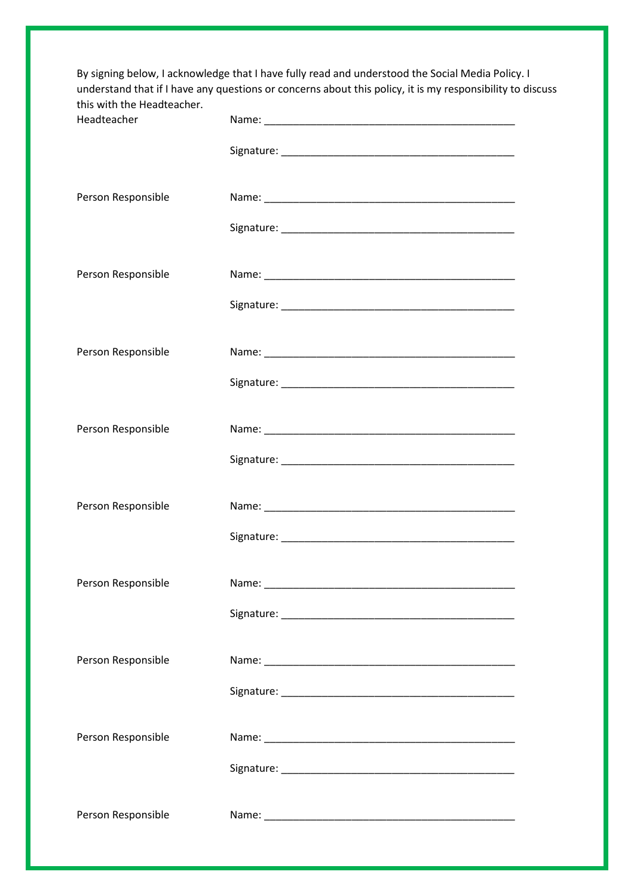By signing below, I acknowledge that I have fully read and understood the Social Media Policy. I understand that if I have any questions or concerns about this policy, it is my responsibility to discuss this with the Headteacher.

Headteacher Name: ____________________________________________

Signature: ________________________________________

Person Responsible Name: ____________________________________________

Signature: ________________________________________

Person Responsible Name: ____________________________________________

Signature: ________________________________________

Person Responsible Name: ____________________________________________

Signature: ________________________________________

Person Responsible Name: ____________________________________________

Signature: ________________________________________

Person Responsible Name: ____________________________________________

Signature: ________________________________________

Person Responsible Name: ____________________________________________

Signature: ________________________________________

Person Responsible Name: ____________________________________________

Signature: ________________________________________

Person Responsible Name: ____________________________________________

Signature: ________________________________________

Person Responsible Name: ____________________________________________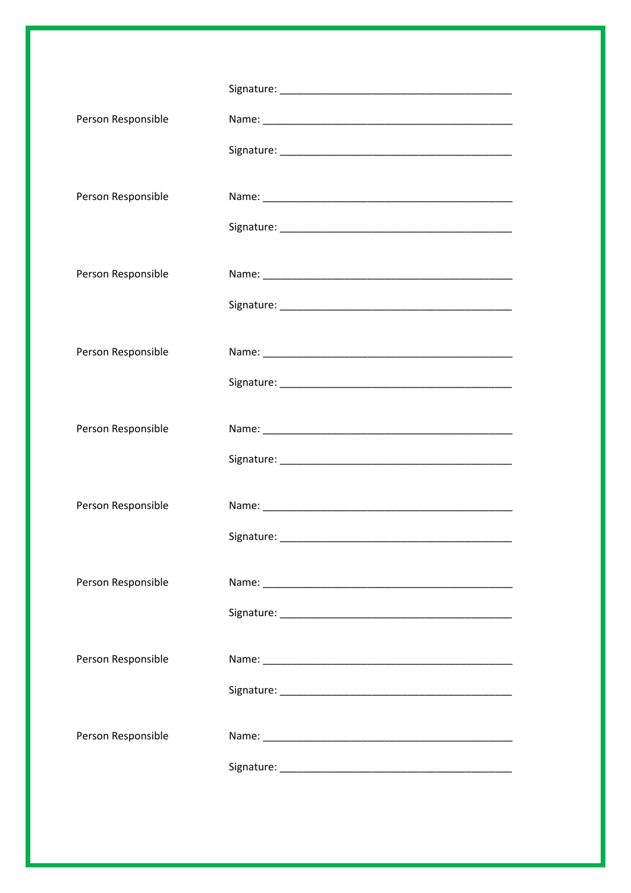Signature: ________________________________________

Person Responsible

Name: ____________________________________________

Signature: ________________________________________

Person Responsible

Name: ____________________________________________

Signature: ________________________________________

Person Responsible

Name: ____________________________________________

Signature: ________________________________________

Person Responsible

Name: ____________________________________________

Signature: ________________________________________

Person Responsible

Name: ____________________________________________

Signature: ________________________________________

Person Responsible

Name: ____________________________________________

Signature: ________________________________________

Person Responsible

Name: ____________________________________________

Signature: ________________________________________

Person Responsible

Name: ____________________________________________

Signature: ________________________________________

Person Responsible

Name: ____________________________________________

Signature: ________________________________________